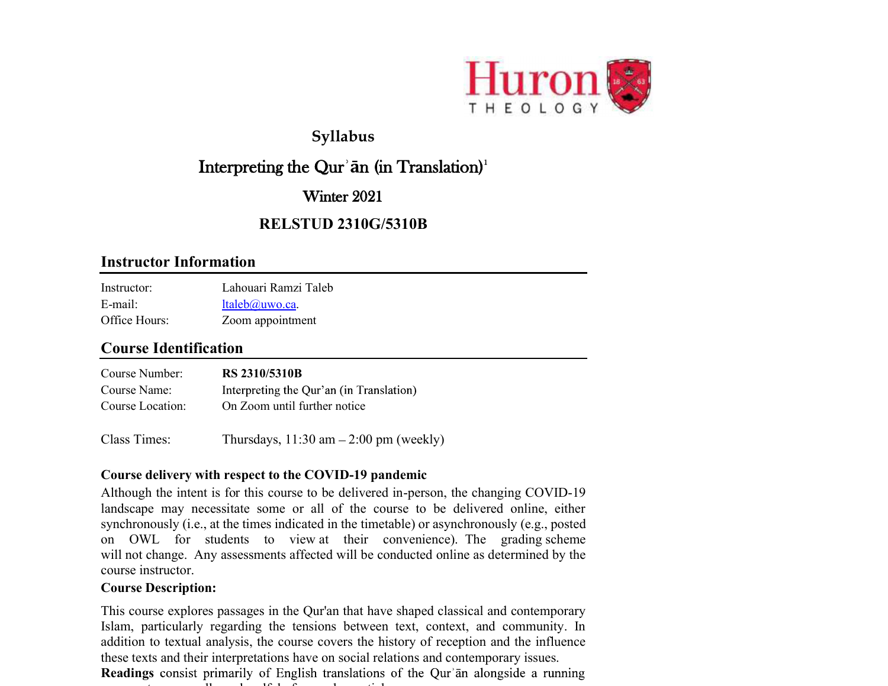# Syllabus

## Interpreting the Qurʾān (in Translation)[1]

## Winter 2021

## RELSTUD 2310G/5310B

### Instructor Information

Instructor: Lahouari Ramzi Taleb
E-mail: ltaleb@uwo.ca.
Office Hours: Zoom appointment

### Course Identification

Course Number: **RS 2310/5310B**
Course Name: Interpreting the Qur'an (in Translation)
Course Location: On Zoom until further notice

Class Times: Thursdays, 11:30 am – 2:00 pm (weekly)

**Course delivery with respect to the COVID-19 pandemic**

Although the intent is for this course to be delivered in-person, the changing COVID-19 landscape may necessitate some or all of the course to be delivered online, either synchronously (i.e., at the times indicated in the timetable) or asynchronously (e.g., posted on OWL for students to view at their convenience). The grading scheme will not change. Any assessments affected will be conducted online as determined by the course instructor.

**Course Description:**

This course explores passages in the Qur'an that have shaped classical and contemporary Islam, particularly regarding the tensions between text, context, and community. In addition to textual analysis, the course covers the history of reception and the influence these texts and their interpretations have on social relations and contemporary issues.

**Readings** consist primarily of English translations of the Qurʾān alongside a running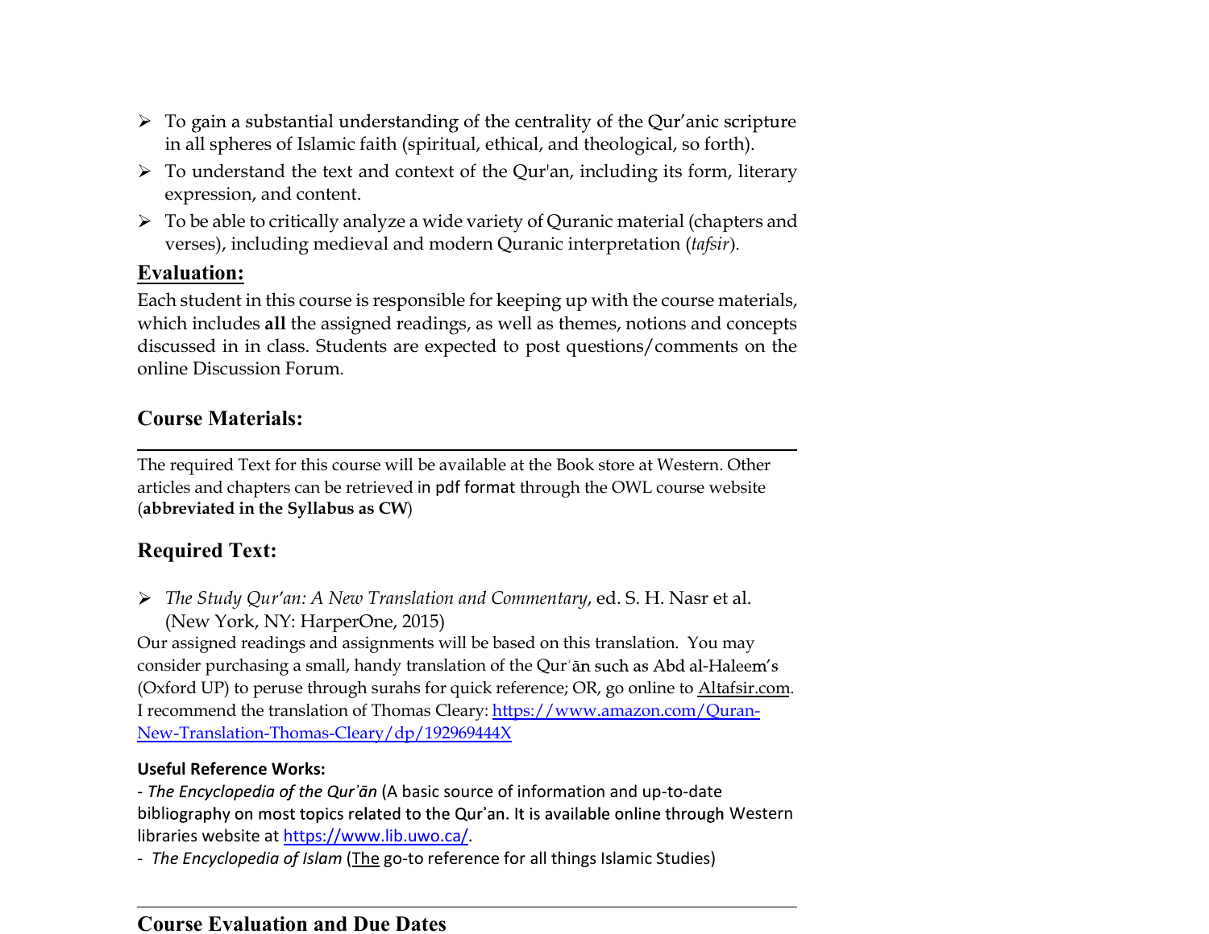- To gain a substantial understanding of the centrality of the Qur'anic scripture in all spheres of Islamic faith (spiritual, ethical, and theological, so forth).
- To understand the text and context of the Qur'an, including its form, literary expression, and content.
- To be able to critically analyze a wide variety of Quranic material (chapters and verses), including medieval and modern Quranic interpretation (*tafsir*).

## Evaluation:

Each student in this course is responsible for keeping up with the course materials, which includes **all** the assigned readings, as well as themes, notions and concepts discussed in in class. Students are expected to post questions/comments on the online Discussion Forum.

## Course Materials:

The required Text for this course will be available at the Book store at Western. Other articles and chapters can be retrieved in pdf format through the OWL course website (**abbreviated in the Syllabus as CW**)

## Required Text:

- *The Study Qur'an: A New Translation and Commentary*, ed. S. H. Nasr et al. (New York, NY: HarperOne, 2015)

Our assigned readings and assignments will be based on this translation. You may consider purchasing a small, handy translation of the Qurʾān such as Abd al-Haleem's (Oxford UP) to peruse through surahs for quick reference; OR, go online to Altafsir.com. I recommend the translation of Thomas Cleary: https://www.amazon.com/Quran-New-Translation-Thomas-Cleary/dp/192969444X

**Useful Reference Works:**

- *The Encyclopedia of the Qurʾān* (A basic source of information and up-to-date bibliography on most topics related to the Qur'an. It is available online through Western libraries website at https://www.lib.uwo.ca/.
- *The Encyclopedia of Islam* (The go-to reference for all things Islamic Studies)

## Course Evaluation and Due Dates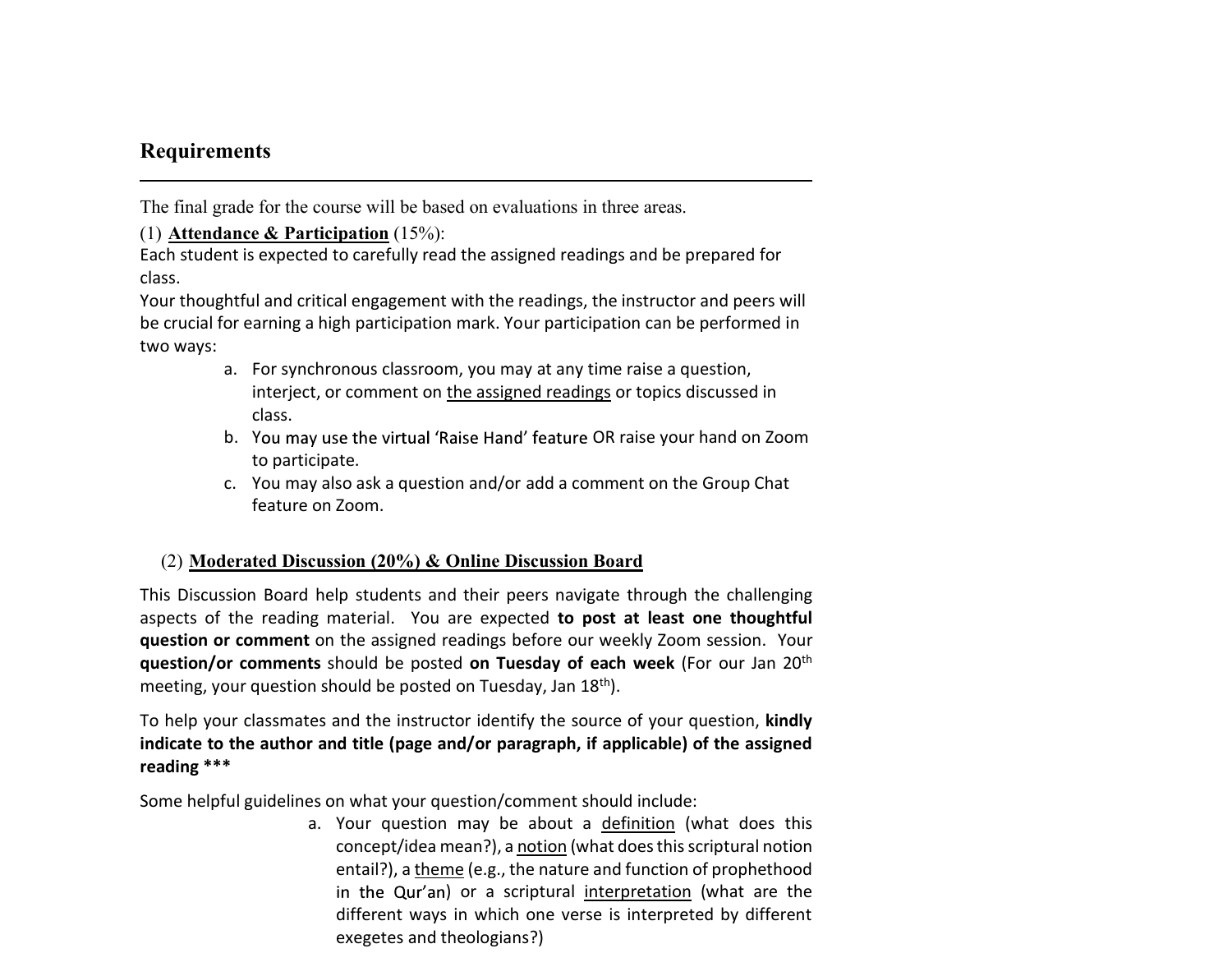## Requirements

The final grade for the course will be based on evaluations in three areas.

(1) **Attendance & Participation** (15%):

Each student is expected to carefully read the assigned readings and be prepared for class.

Your thoughtful and critical engagement with the readings, the instructor and peers will be crucial for earning a high participation mark. Your participation can be performed in two ways:

a. For synchronous classroom, you may at any time raise a question, interject, or comment on the assigned readings or topics discussed in class.
b. You may use the virtual 'Raise Hand' feature OR raise your hand on Zoom to participate.
c. You may also ask a question and/or add a comment on the Group Chat feature on Zoom.

(2) **Moderated Discussion (20%) & Online Discussion Board**

This Discussion Board help students and their peers navigate through the challenging aspects of the reading material. You are expected **to post at least one thoughtful question or comment** on the assigned readings before our weekly Zoom session. Your **question/or comments** should be posted **on Tuesday of each week** (For our Jan 20th meeting, your question should be posted on Tuesday, Jan 18th).

To help your classmates and the instructor identify the source of your question, **kindly indicate to the author and title (page and/or paragraph, if applicable) of the assigned reading *****

Some helpful guidelines on what your question/comment should include:

a. Your question may be about a definition (what does this concept/idea mean?), a notion (what does this scriptural notion entail?), a theme (e.g., the nature and function of prophethood in the Qur'an) or a scriptural interpretation (what are the different ways in which one verse is interpreted by different exegetes and theologians?)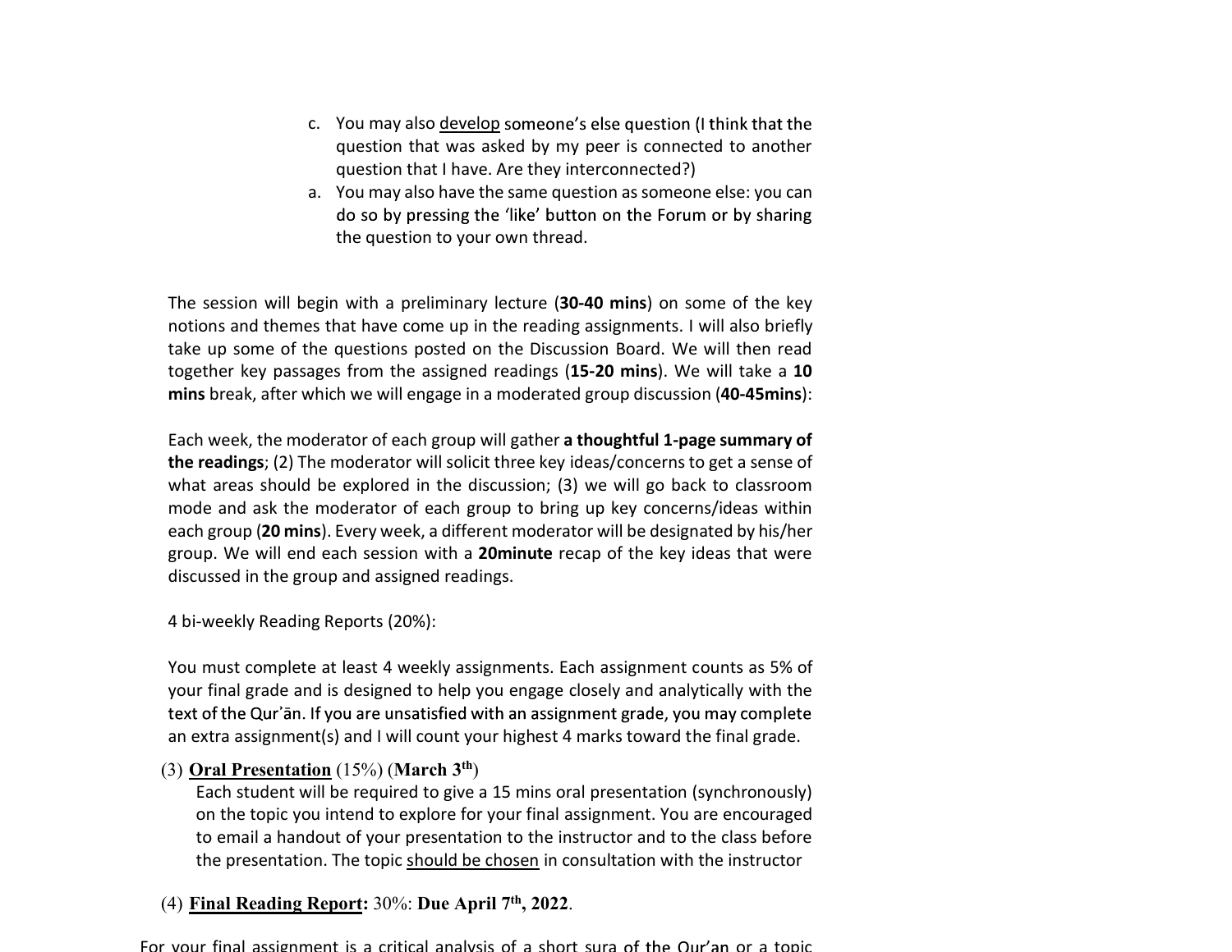c. You may also <u>develop</u> someone's else question (I think that the question that was asked by my peer is connected to another question that I have. Are they interconnected?)

a. You may also have the same question as someone else: you can do so by pressing the 'like' button on the Forum or by sharing the question to your own thread.

The session will begin with a preliminary lecture (**30-40 mins**) on some of the key notions and themes that have come up in the reading assignments. I will also briefly take up some of the questions posted on the Discussion Board. We will then read together key passages from the assigned readings (**15-20 mins**). We will take a **10 mins** break, after which we will engage in a moderated group discussion (**40-45mins**):

Each week, the moderator of each group will gather **a thoughtful 1-page summary of the readings**; (2) The moderator will solicit three key ideas/concerns to get a sense of what areas should be explored in the discussion; (3) we will go back to classroom mode and ask the moderator of each group to bring up key concerns/ideas within each group (**20 mins**). Every week, a different moderator will be designated by his/her group. We will end each session with a **20minute** recap of the key ideas that were discussed in the group and assigned readings.

4 bi-weekly Reading Reports (20%):

You must complete at least 4 weekly assignments. Each assignment counts as 5% of your final grade and is designed to help you engage closely and analytically with the text of the Qur'ān. If you are unsatisfied with an assignment grade, you may complete an extra assignment(s) and I will count your highest 4 marks toward the final grade.

(3) <u>**Oral Presentation**</u> (15%) (**March 3th**)

Each student will be required to give a 15 mins oral presentation (synchronously) on the topic you intend to explore for your final assignment. You are encouraged to email a handout of your presentation to the instructor and to the class before the presentation. The topic <u>should be chosen</u> in consultation with the instructor

(4) <u>**Final Reading Report**</u>**:** 30%: **Due April 7th, 2022**.

For your final assignment is a critical analysis of a short sura of the Qur'an or a topic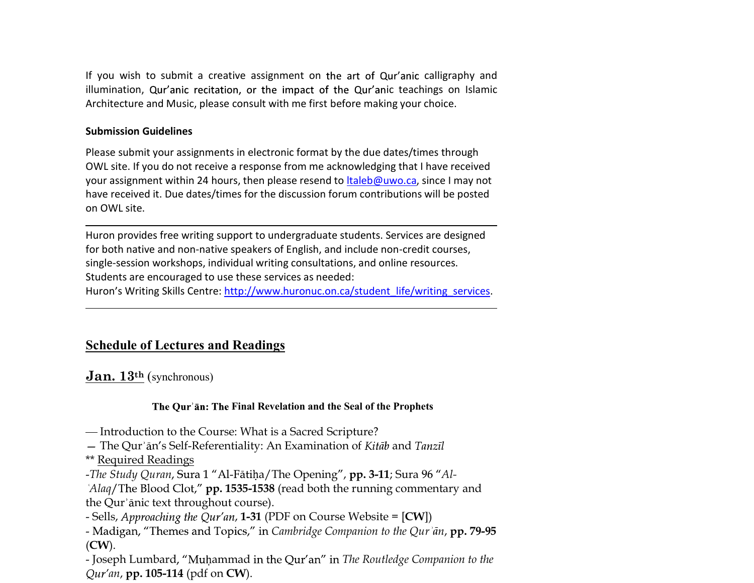If you wish to submit a creative assignment on the art of Qur'anic calligraphy and illumination, Qur'anic recitation, or the impact of the Qur'anic teachings on Islamic Architecture and Music, please consult with me first before making your choice.

**Submission Guidelines**

Please submit your assignments in electronic format by the due dates/times through OWL site. If you do not receive a response from me acknowledging that I have received your assignment within 24 hours, then please resend to [ltaleb@uwo.ca](mailto:ltaleb@uwo.ca), since I may not have received it. Due dates/times for the discussion forum contributions will be posted on OWL site.

---

Huron provides free writing support to undergraduate students. Services are designed for both native and non-native speakers of English, and include non-credit courses, single-session workshops, individual writing consultations, and online resources. Students are encouraged to use these services as needed:
Huron's Writing Skills Centre: [http://www.huronuc.on.ca/student_life/writing_services](http://www.huronuc.on.ca/student_life/writing_services).

---

## Schedule of Lectures and Readings

### Jan. 13th (synchronous)

**The Qurʾān: The Final Revelation and the Seal of the Prophets**

— Introduction to the Course: What is a Sacred Scripture?
— The Qurʾān's Self-Referentiality: An Examination of *Kitāb* and *Tanzīl*
** Required Readings
-*The Study Quran*, Sura 1 "Al-Fātiḥa/The Opening", **pp. 3-11**; Sura 96 "*Al-ʿAlaq*/The Blood Clot," **pp. 1535-1538** (read both the running commentary and the Qurʾānic text throughout course).
- Sells, *Approaching the Qur'an*, **1-31** (PDF on Course Website = [**CW**])
- Madigan, "Themes and Topics," in *Cambridge Companion to the Qurʾān*, **pp. 79-95** (**CW**).
- Joseph Lumbard, "Muḥammad in the Qur'an" in *The Routledge Companion to the Qur'an*, **pp. 105-114** (pdf on **CW**).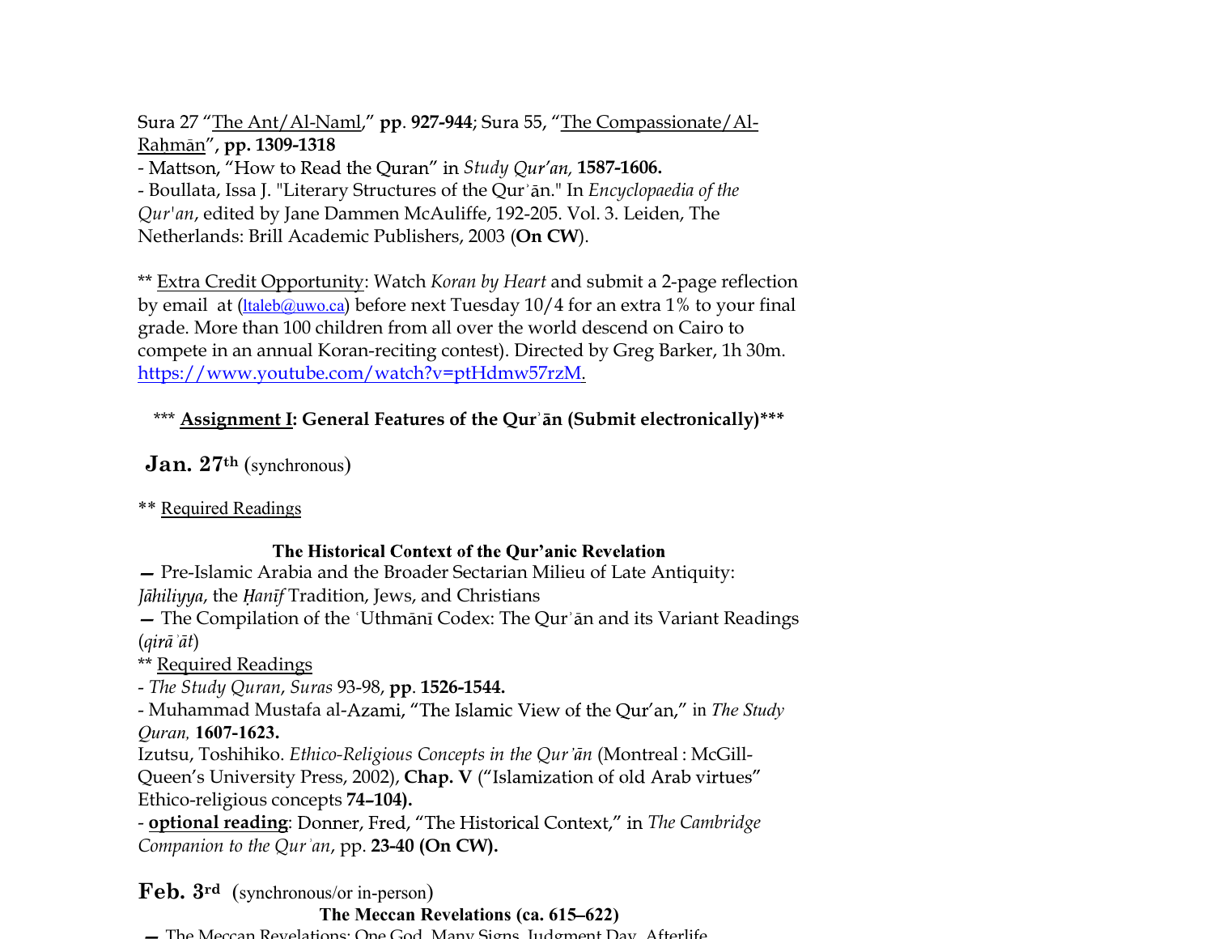Sura 27 "The Ant/Al-Naml," **pp. 927-944**; Sura 55, "The Compassionate/Al-Raḥmān", **pp. 1309-1318**

- Mattson, "How to Read the Quran" in *Study Qur'an,* **1587-1606.**
- Boullata, Issa J. "Literary Structures of the Qurʾān." In *Encyclopaedia of the Qur'an*, edited by Jane Dammen McAuliffe, 192-205. Vol. 3. Leiden, The Netherlands: Brill Academic Publishers, 2003 (**On CW**).

** Extra Credit Opportunity: Watch *Koran by Heart* and submit a 2-page reflection by email at (ltaleb@uwo.ca) before next Tuesday 10/4 for an extra 1% to your final grade. More than 100 children from all over the world descend on Cairo to compete in an annual Koran-reciting contest). Directed by Greg Barker, 1h 30m. https://www.youtube.com/watch?v=ptHdmw57rzM.

*** **Assignment I: General Features of the Qurʾān (Submit electronically)*****

## Jan. 27th (synchronous)

** Required Readings

### The Historical Context of the Qur'anic Revelation

— Pre-Islamic Arabia and the Broader Sectarian Milieu of Late Antiquity: *Jāhiliyya*, the *Ḥanīf* Tradition, Jews, and Christians

— The Compilation of the ʿUthmānī Codex: The Qurʾān and its Variant Readings (*qirāʾāt*)

** Required Readings

- *The Study Quran*, *Suras* 93-98, **pp. 1526-1544.**
- Muhammad Mustafa al-Azami, "The Islamic View of the Qur'an," in *The Study Quran,* **1607-1623.**

Izutsu, Toshihiko. *Ethico-Religious Concepts in the Qur'ān* (Montreal : McGill-Queen's University Press, 2002), **Chap. V** ("Islamization of old Arab virtues" Ethico-religious concepts **74–104).**

- **optional reading**: Donner, Fred, "The Historical Context," in *The Cambridge Companion to the Qurʾan*, pp. **23-40 (On CW).**

## Feb. 3rd (synchronous/or in-person)

### The Meccan Revelations (ca. 615–622)

— The Meccan Revelations: One God, Many Signs, Judgment Day, Afterlife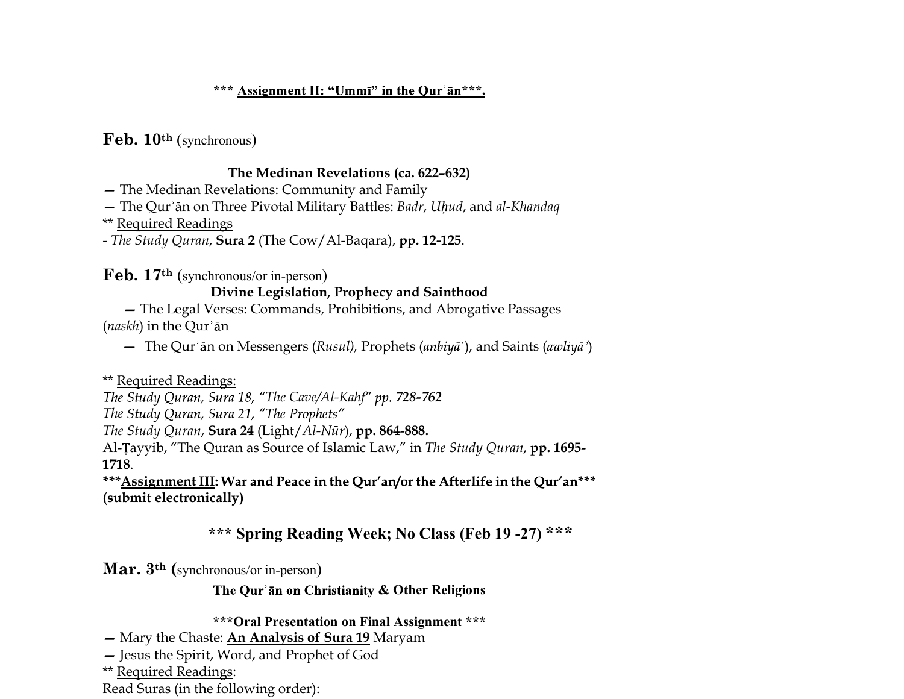**\*\*\* <u>Assignment II: "Ummī" in the Qurʾān</u>\*\*\*.**

**Feb. 10th** (synchronous)

**The Medinan Revelations (ca. 622–632)**

— The Medinan Revelations: Community and Family

— The Qurʾān on Three Pivotal Military Battles: *Badr*, *Uḥud*, and *al-Khandaq*

** <u>Required Readings</u>

- *The Study Quran*, **Sura 2** (The Cow/Al-Baqara), **pp. 12-125**.

**Feb. 17th** (synchronous/or in-person)

**Divine Legislation, Prophecy and Sainthood**

— The Legal Verses: Commands, Prohibitions, and Abrogative Passages (*naskh*) in the Qurʾān

— The Qurʾān on Messengers (*Rusul),* Prophets (*anbiyāʾ*), and Saints (*awliyāʾ*)

** <u>Required Readings:</u>

*The Study Quran, Sura 18, "<u>The Cave/Al-Kahf</u>" pp.* ***728-762***

*The Study Quran, Sura 21, "The Prophets"*

*The Study Quran*, **Sura 24** (Light/*Al-Nūr*), **pp. 864-888.**

Al-Ṭayyib, "The Quran as Source of Islamic Law," in *The Study Quran*, **pp. 1695-1718**.

**\*\*\*<u>Assignment III</u>: War and Peace in the Qur'an/or the Afterlife in the Qur'an\*\*\***
**(submit electronically)**

**\*\*\* Spring Reading Week; No Class (Feb 19 -27) \*\*\***

**Mar. 3th** (synchronous/or in-person)

**The Qurʾān on Christianity & Other Religions**

**\*\*\*Oral Presentation on Final Assignment \*\*\***

— Mary the Chaste: **<u>An Analysis of Sura 19</u>** Maryam

— Jesus the Spirit, Word, and Prophet of God

** <u>Required Readings</u>:

Read Suras (in the following order):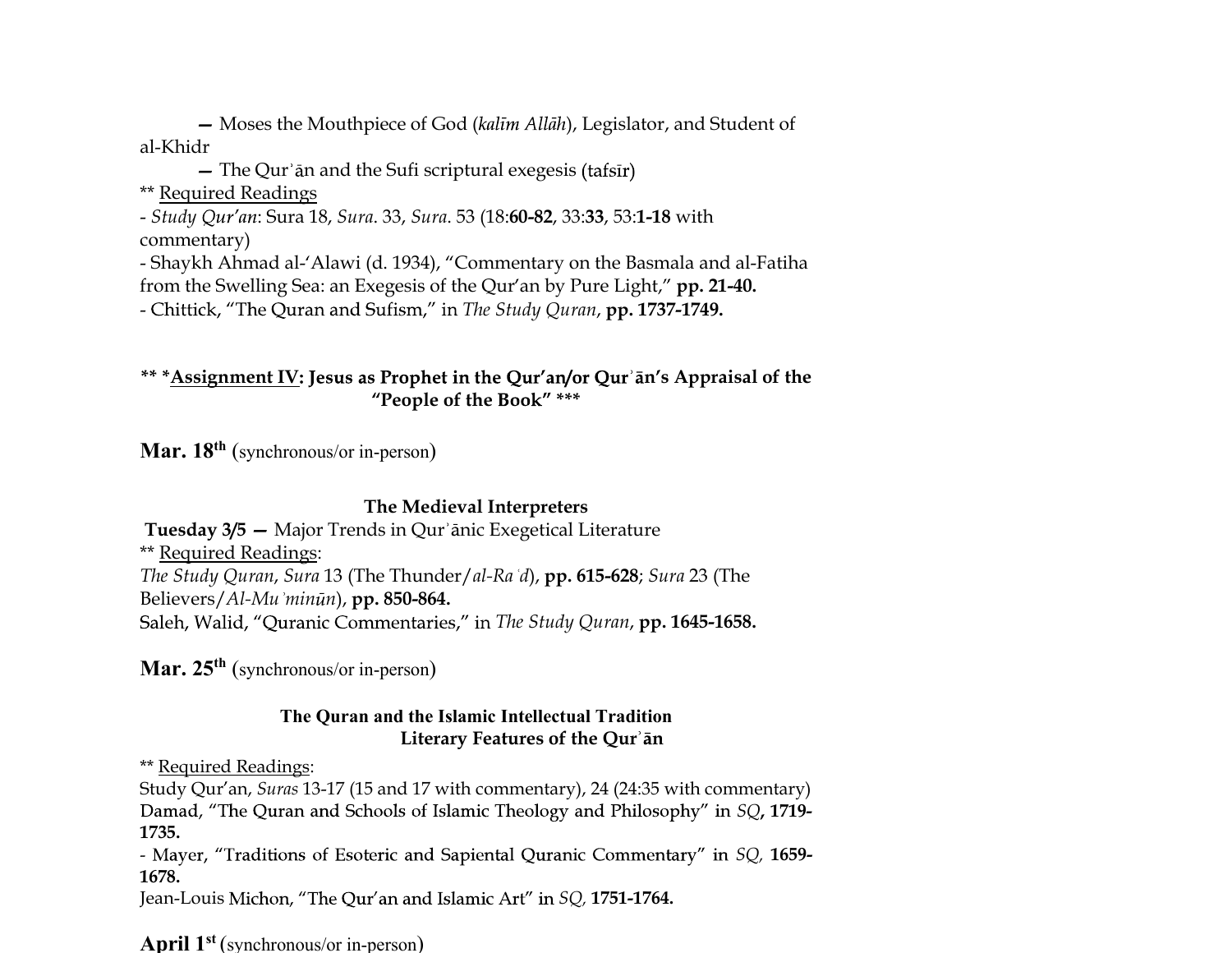— Moses the Mouthpiece of God (*kalīm Allāh*), Legislator, and Student of al-Khidr

— The Qurʾān and the Sufi scriptural exegesis (tafsīr)

** Required Readings

- *Study Qur'an*: Sura 18, *Sura*. 33, *Sura*. 53 (18:**60-82**, 33:**33**, 53:**1-18** with commentary)
- Shaykh Ahmad al-ʻAlawi (d. 1934), "Commentary on the Basmala and al-Fatiha from the Swelling Sea: an Exegesis of the Qur'an by Pure Light," **pp. 21-40.**
- Chittick, "The Quran and Sufism," in *The Study Quran*, **pp. 1737-1749.**

**** *Assignment IV: Jesus as Prophet in the Qur'an/or Qurʾān's Appraisal of the "People of the Book" *****

**Mar. 18th** (synchronous/or in-person)

**The Medieval Interpreters**

**Tuesday 3/5 —** Major Trends in Qurʾānic Exegetical Literature

** Required Readings:

*The Study Quran*, *Sura* 13 (The Thunder/*al-Raʿd*), **pp. 615-628**; *Sura* 23 (The Believers/*Al-Muʾminūn*), **pp. 850-864.**

Saleh, Walid, "Quranic Commentaries," in *The Study Quran*, **pp. 1645-1658.**

**Mar. 25th** (synchronous/or in-person)

**The Quran and the Islamic Intellectual Tradition**
**Literary Features of the Qurʾān**

** Required Readings:

Study Qur'an, *Suras* 13-17 (15 and 17 with commentary), 24 (24:35 with commentary)

Damad, "The Quran and Schools of Islamic Theology and Philosophy" in *SQ*, **1719-1735.**

- Mayer, "Traditions of Esoteric and Sapiental Quranic Commentary" in *SQ,* **1659-1678.**

Jean-Louis Michon, "The Qur'an and Islamic Art" in *SQ,* **1751-1764.**

**April 1st** (synchronous/or in-person)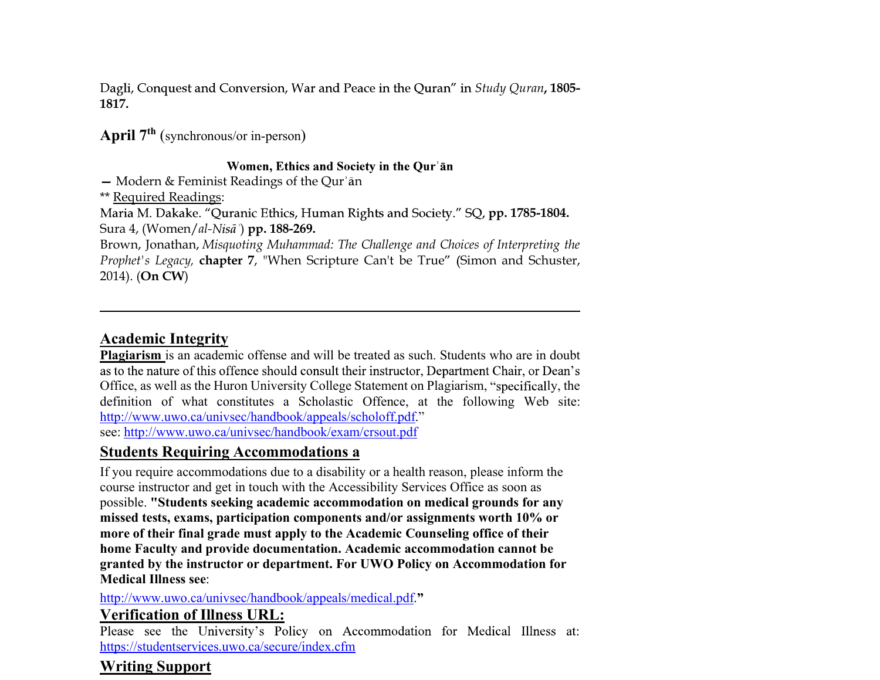Dagli, Conquest and Conversion, War and Peace in the Quran" in *Study Quran*, **1805-1817.**

**April 7th** (synchronous/or in-person)

**Women, Ethics and Society in the Qurʾān**

**—** Modern & Feminist Readings of the Qurʾān

** Required Readings:

Maria M. Dakake. "Quranic Ethics, Human Rights and Society." SQ, **pp. 1785-1804.**

Sura 4, (Women/*al-Nisāʾ*) **pp. 188-269.**

Brown, Jonathan, *Misquoting Muhammad: The Challenge and Choices of Interpreting the Prophet's Legacy,* **chapter 7**, "When Scripture Can't be True" (Simon and Schuster, 2014). (**On CW**)

---

## Academic Integrity

**Plagiarism** is an academic offense and will be treated as such. Students who are in doubt as to the nature of this offence should consult their instructor, Department Chair, or Dean's Office, as well as the Huron University College Statement on Plagiarism, "specifically, the definition of what constitutes a Scholastic Offence, at the following Web site: http://www.uwo.ca/univsec/handbook/appeals/scholoff.pdf."
see: http://www.uwo.ca/univsec/handbook/exam/crsout.pdf

## Students Requiring Accommodations a

If you require accommodations due to a disability or a health reason, please inform the course instructor and get in touch with the Accessibility Services Office as soon as possible. **"Students seeking academic accommodation on medical grounds for any missed tests, exams, participation components and/or assignments worth 10% or more of their final grade must apply to the Academic Counseling office of their home Faculty and provide documentation. Academic accommodation cannot be granted by the instructor or department. For UWO Policy on Accommodation for Medical Illness see**:

http://www.uwo.ca/univsec/handbook/appeals/medical.pdf.**"**

## Verification of Illness URL:

Please see the University's Policy on Accommodation for Medical Illness at: https://studentservices.uwo.ca/secure/index.cfm

## Writing Support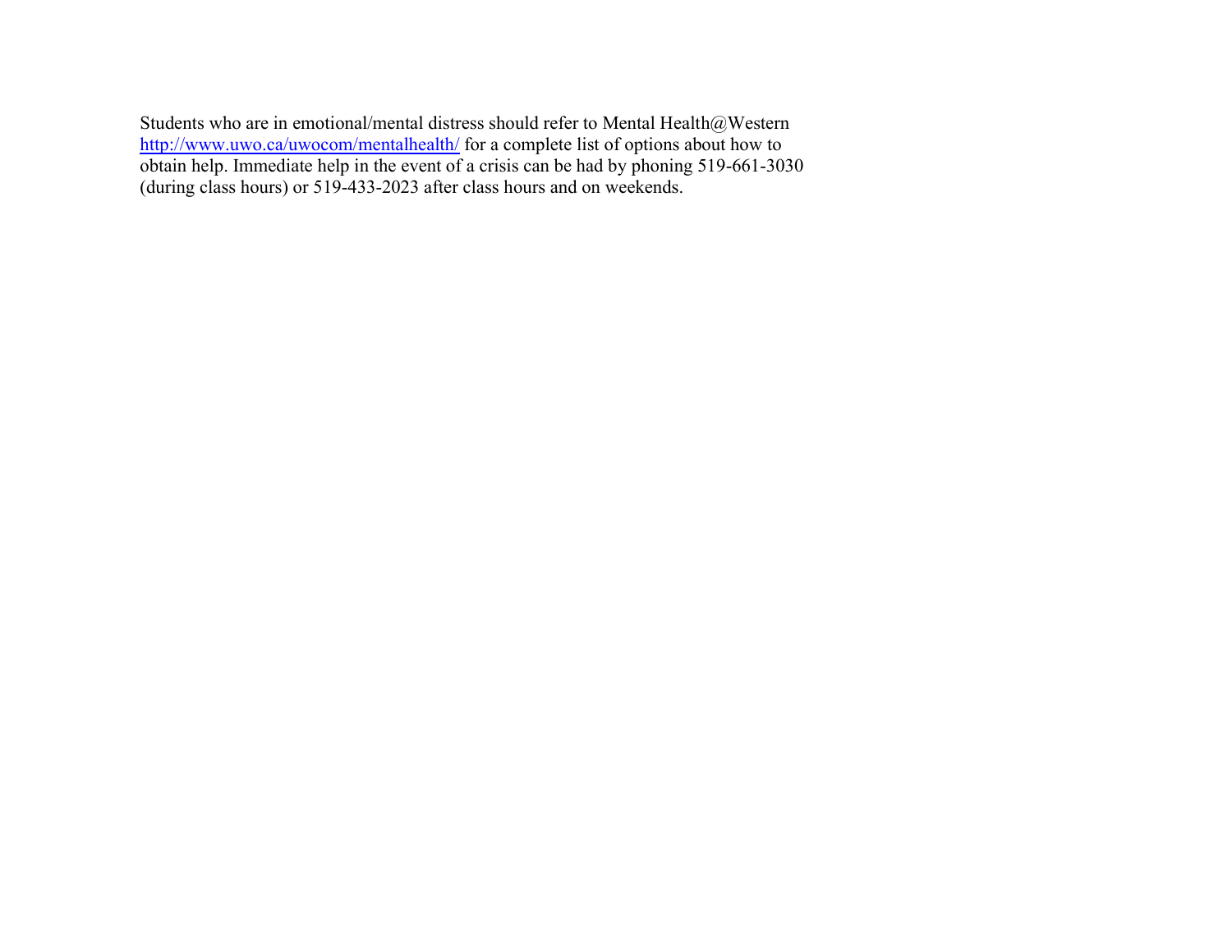Students who are in emotional/mental distress should refer to Mental Health@Western [http://www.uwo.ca/uwocom/mentalhealth/](http://www.uwo.ca/uwocom/mentalhealth/) for a complete list of options about how to obtain help. Immediate help in the event of a crisis can be had by phoning 519-661-3030 (during class hours) or 519-433-2023 after class hours and on weekends.